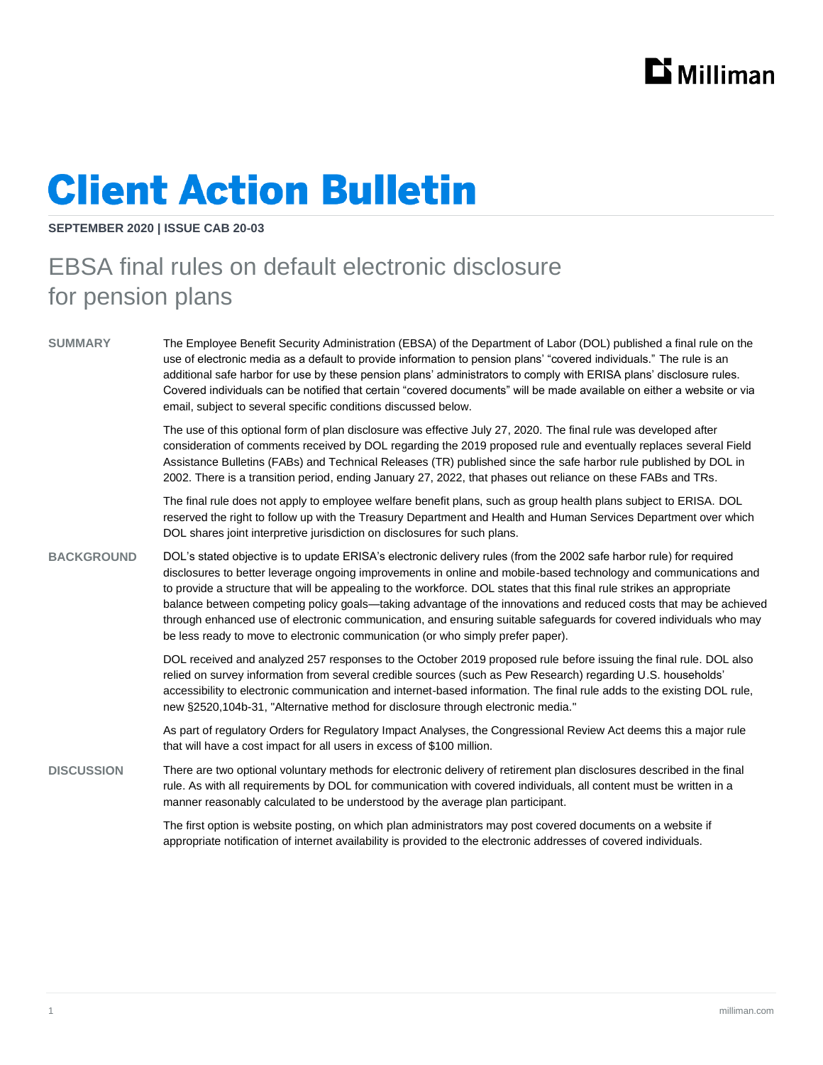# Client Action Bulletin

**SEPTEMBER 2020 | ISSUE CAB 20-03**

## EBSA final rules on default electronic disclosure for pension plans

### SUMMARY

The Employee Benefit Security Administration (EBSA) of the Department of Labor (DOL) published a final rule on the use of electronic media as a default to provide information to pension plans' "covered individuals." The rule is an additional safe harbor for use by these pension plans' administrators to comply with ERISA plans' disclosure rules. Covered individuals can be notified that certain "covered documents" will be made available on either a website or via email, subject to several specific conditions discussed below.

The use of this optional form of plan disclosure was effective July 27, 2020. The final rule was developed after consideration of comments received by DOL regarding the 2019 proposed rule and eventually replaces several Field Assistance Bulletins (FABs) and Technical Releases (TR) published since the safe harbor rule published by DOL in 2002. There is a transition period, ending January 27, 2022, that phases out reliance on these FABs and TRs.

The final rule does not apply to employee welfare benefit plans, such as group health plans subject to ERISA. DOL reserved the right to follow up with the Treasury Department and Health and Human Services Department over which DOL shares joint interpretive jurisdiction on disclosures for such plans.

### BACKGROUND

DOL's stated objective is to update ERISA's electronic delivery rules (from the 2002 safe harbor rule) for required disclosures to better leverage ongoing improvements in online and mobile-based technology and communications and to provide a structure that will be appealing to the workforce. DOL states that this final rule strikes an appropriate balance between competing policy goals—taking advantage of the innovations and reduced costs that may be achieved through enhanced use of electronic communication, and ensuring suitable safeguards for covered individuals who may be less ready to move to electronic communication (or who simply prefer paper).

DOL received and analyzed 257 responses to the October 2019 proposed rule before issuing the final rule. DOL also relied on survey information from several credible sources (such as Pew Research) regarding U.S. households' accessibility to electronic communication and internet-based information. The final rule adds to the existing DOL rule, new §2520,104b-31, "Alternative method for disclosure through electronic media."

As part of regulatory Orders for Regulatory Impact Analyses, the Congressional Review Act deems this a major rule that will have a cost impact for all users in excess of $100 million.

### DISCUSSION

There are two optional voluntary methods for electronic delivery of retirement plan disclosures described in the final rule. As with all requirements by DOL for communication with covered individuals, all content must be written in a manner reasonably calculated to be understood by the average plan participant.

The first option is website posting, on which plan administrators may post covered documents on a website if appropriate notification of internet availability is provided to the electronic addresses of covered individuals.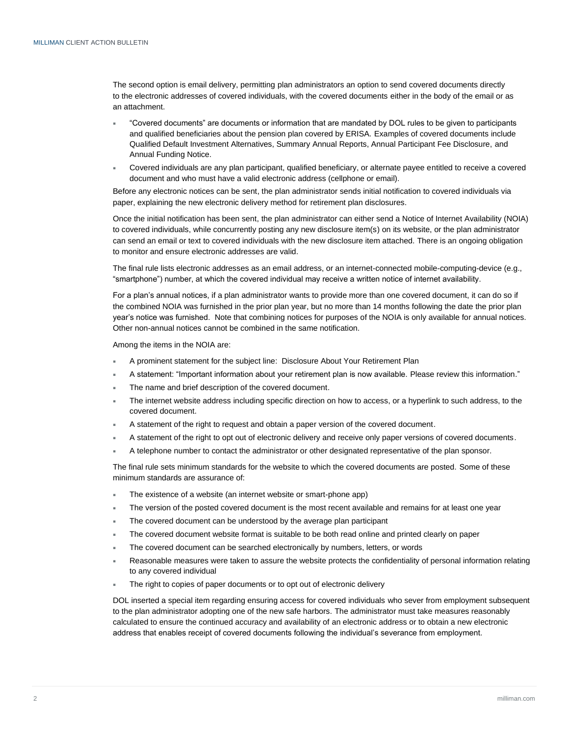The second option is email delivery, permitting plan administrators an option to send covered documents directly to the electronic addresses of covered individuals, with the covered documents either in the body of the email or as an attachment.

- "Covered documents" are documents or information that are mandated by DOL rules to be given to participants and qualified beneficiaries about the pension plan covered by ERISA. Examples of covered documents include Qualified Default Investment Alternatives, Summary Annual Reports, Annual Participant Fee Disclosure, and Annual Funding Notice.
- Covered individuals are any plan participant, qualified beneficiary, or alternate payee entitled to receive a covered document and who must have a valid electronic address (cellphone or email).

Before any electronic notices can be sent, the plan administrator sends initial notification to covered individuals via paper, explaining the new electronic delivery method for retirement plan disclosures.

Once the initial notification has been sent, the plan administrator can either send a Notice of Internet Availability (NOIA) to covered individuals, while concurrently posting any new disclosure item(s) on its website, or the plan administrator can send an email or text to covered individuals with the new disclosure item attached. There is an ongoing obligation to monitor and ensure electronic addresses are valid.

The final rule lists electronic addresses as an email address, or an internet-connected mobile-computing-device (e.g., "smartphone") number, at which the covered individual may receive a written notice of internet availability.

For a plan's annual notices, if a plan administrator wants to provide more than one covered document, it can do so if the combined NOIA was furnished in the prior plan year, but no more than 14 months following the date the prior plan year's notice was furnished. Note that combining notices for purposes of the NOIA is only available for annual notices. Other non-annual notices cannot be combined in the same notification.

Among the items in the NOIA are:

- A prominent statement for the subject line: Disclosure About Your Retirement Plan
- A statement: "Important information about your retirement plan is now available. Please review this information."
- The name and brief description of the covered document.
- The internet website address including specific direction on how to access, or a hyperlink to such address, to the covered document.
- A statement of the right to request and obtain a paper version of the covered document.
- A statement of the right to opt out of electronic delivery and receive only paper versions of covered documents.
- A telephone number to contact the administrator or other designated representative of the plan sponsor.

The final rule sets minimum standards for the website to which the covered documents are posted. Some of these minimum standards are assurance of:

- The existence of a website (an internet website or smart-phone app)
- The version of the posted covered document is the most recent available and remains for at least one year
- The covered document can be understood by the average plan participant
- The covered document website format is suitable to be both read online and printed clearly on paper
- The covered document can be searched electronically by numbers, letters, or words
- Reasonable measures were taken to assure the website protects the confidentiality of personal information relating to any covered individual
- The right to copies of paper documents or to opt out of electronic delivery

DOL inserted a special item regarding ensuring access for covered individuals who sever from employment subsequent to the plan administrator adopting one of the new safe harbors. The administrator must take measures reasonably calculated to ensure the continued accuracy and availability of an electronic address or to obtain a new electronic address that enables receipt of covered documents following the individual's severance from employment.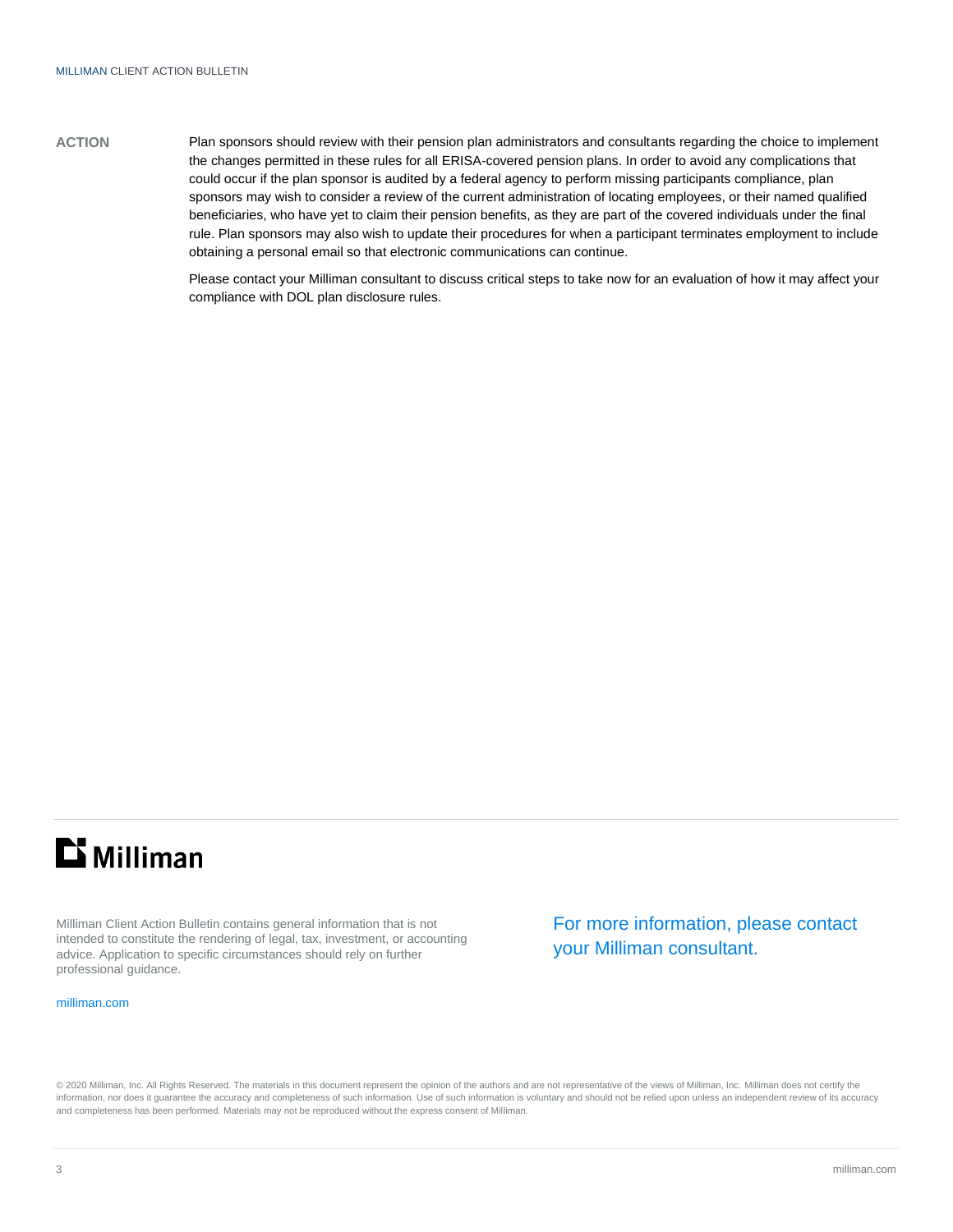## ACTION

Plan sponsors should review with their pension plan administrators and consultants regarding the choice to implement the changes permitted in these rules for all ERISA-covered pension plans. In order to avoid any complications that could occur if the plan sponsor is audited by a federal agency to perform missing participants compliance, plan sponsors may wish to consider a review of the current administration of locating employees, or their named qualified beneficiaries, who have yet to claim their pension benefits, as they are part of the covered individuals under the final rule. Plan sponsors may also wish to update their procedures for when a participant terminates employment to include obtaining a personal email so that electronic communications can continue.

Please contact your Milliman consultant to discuss critical steps to take now for an evaluation of how it may affect your compliance with DOL plan disclosure rules.

Milliman

Milliman Client Action Bulletin contains general information that is not intended to constitute the rendering of legal, tax, investment, or accounting advice. Application to specific circumstances should rely on further professional guidance.

milliman.com

For more information, please contact your Milliman consultant.

© 2020 Milliman, Inc. All Rights Reserved. The materials in this document represent the opinion of the authors and are not representative of the views of Milliman, Inc. Milliman does not certify the information, nor does it guarantee the accuracy and completeness of such information. Use of such information is voluntary and should not be relied upon unless an independent review of its accuracy and completeness has been performed. Materials may not be reproduced without the express consent of Milliman.